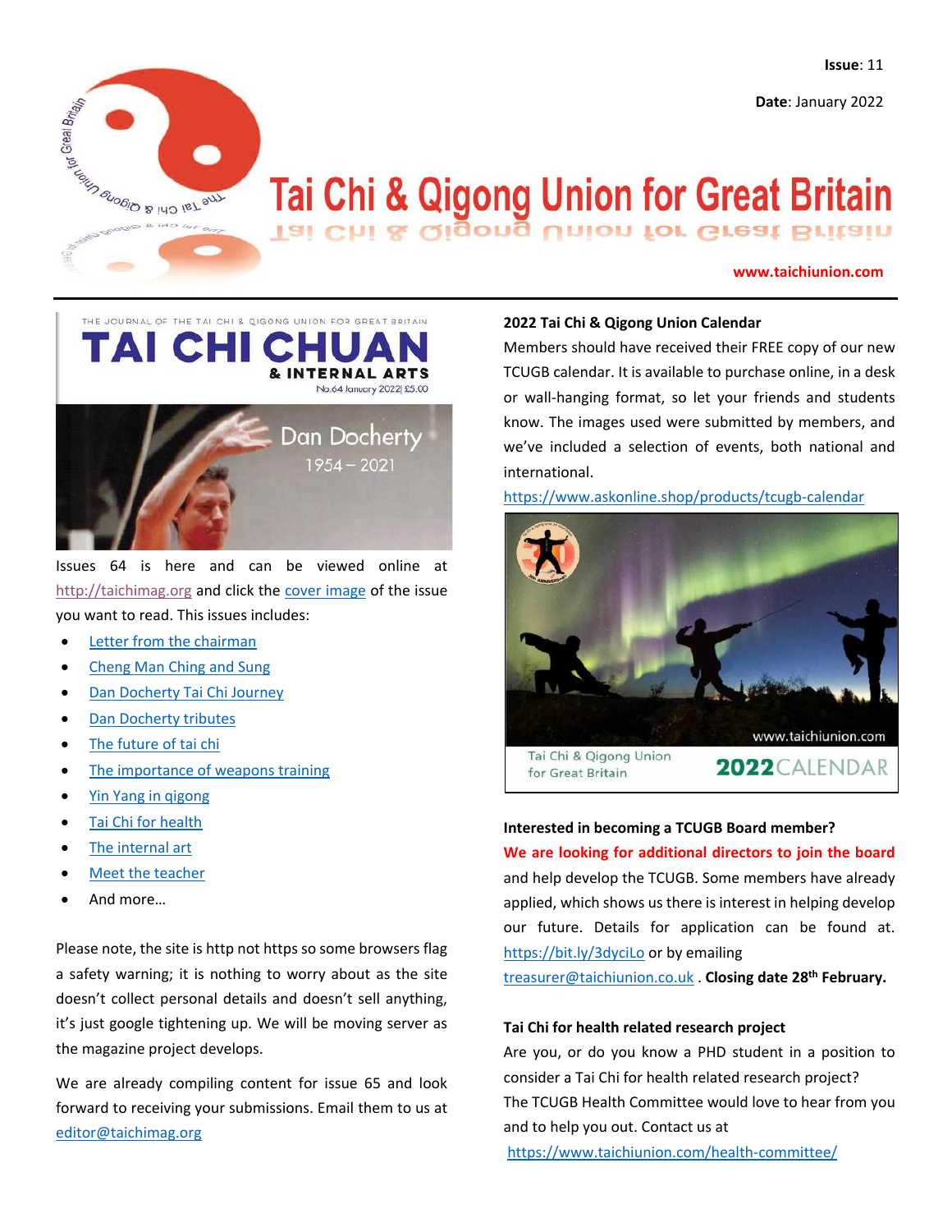**Issue**: 11

**Date**: January 2022

# Tai Chi & Qigong Union for Great Britain

**www.taichiunion.com**

Issues 64 is here and can be viewed online at http://taichimag.org and click the cover image of the issue you want to read. This issues includes:

- Letter from the chairman
- Cheng Man Ching and Sung
- Dan Docherty Tai Chi Journey
- Dan Docherty tributes
- The future of tai chi
- The importance of weapons training
- Yin Yang in qigong
- Tai Chi for health
- The internal art
- Meet the teacher
- And more…

Please note, the site is http not https so some browsers flag a safety warning; it is nothing to worry about as the site doesn't collect personal details and doesn't sell anything, it's just google tightening up. We will be moving server as the magazine project develops.

We are already compiling content for issue 65 and look forward to receiving your submissions. Email them to us at editor@taichimag.org

### 2022 Tai Chi & Qigong Union Calendar

Members should have received their FREE copy of our new TCUGB calendar. It is available to purchase online, in a desk or wall-hanging format, so let your friends and students know. The images used were submitted by members, and we've included a selection of events, both national and international.

https://www.askonline.shop/products/tcugb-calendar

### Interested in becoming a TCUGB Board member?

**We are looking for additional directors to join the board** and help develop the TCUGB. Some members have already applied, which shows us there is interest in helping develop our future. Details for application can be found at. https://bit.ly/3dyciLo or by emailing treasurer@taichiunion.co.uk . **Closing date 28th February.**

### Tai Chi for health related research project

Are you, or do you know a PHD student in a position to consider a Tai Chi for health related research project?
The TCUGB Health Committee would love to hear from you and to help you out. Contact us at
https://www.taichiunion.com/health-committee/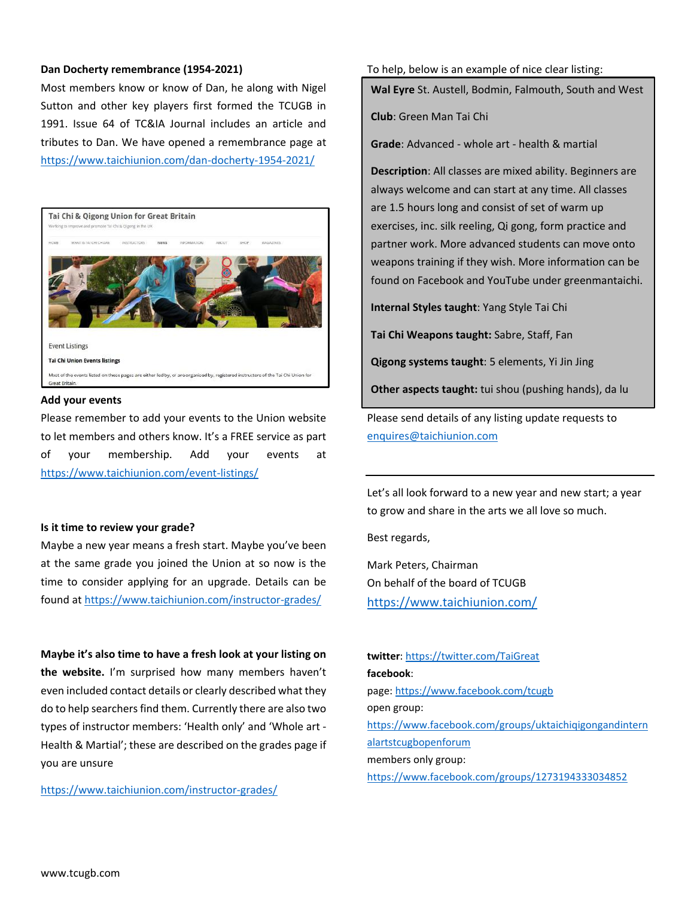**Dan Docherty remembrance (1954-2021)**

Most members know or know of Dan, he along with Nigel Sutton and other key players first formed the TCUGB in 1991. Issue 64 of TC&IA Journal includes an article and tributes to Dan. We have opened a remembrance page at https://www.taichiunion.com/dan-docherty-1954-2021/

Tai Chi & Qigong Union for Great Britain

Working to improve and promote Tai Chi & Qigong in the UK

Event Listings

Tai Chi Union Events listings

Most of the events listed on these pages are either led by, or are organised by, registered instructors of the Tai Chi Union for Great Britain.

**Add your events**

Please remember to add your events to the Union website to let members and others know. It's a FREE service as part of your membership. Add your events at https://www.taichiunion.com/event-listings/

**Is it time to review your grade?**

Maybe a new year means a fresh start. Maybe you've been at the same grade you joined the Union at so now is the time to consider applying for an upgrade. Details can be found at https://www.taichiunion.com/instructor-grades/

**Maybe it's also time to have a fresh look at your listing on the website.** I'm surprised how many members haven't even included contact details or clearly described what they do to help searchers find them. Currently there are also two types of instructor members: 'Health only' and 'Whole art - Health & Martial'; these are described on the grades page if you are unsure

https://www.taichiunion.com/instructor-grades/

To help, below is an example of nice clear listing:

> **Wal Eyre** St. Austell, Bodmin, Falmouth, South and West
>
> **Club**: Green Man Tai Chi
>
> **Grade**: Advanced - whole art - health & martial
>
> **Description**: All classes are mixed ability. Beginners are always welcome and can start at any time. All classes are 1.5 hours long and consist of set of warm up exercises, inc. silk reeling, Qi gong, form practice and partner work. More advanced students can move onto weapons training if they wish. More information can be found on Facebook and YouTube under greenmantaichi.
>
> **Internal Styles taught**: Yang Style Tai Chi
>
> **Tai Chi Weapons taught:** Sabre, Staff, Fan
>
> **Qigong systems taught**: 5 elements, Yi Jin Jing
>
> **Other aspects taught:** tui shou (pushing hands), da lu

Please send details of any listing update requests to enquires@taichiunion.com

---

Let's all look forward to a new year and new start; a year to grow and share in the arts we all love so much.

Best regards,

Mark Peters, Chairman
On behalf of the board of TCUGB
https://www.taichiunion.com/

**twitter**: https://twitter.com/TaiGreat
**facebook**:
page: https://www.facebook.com/tcugb
open group:
https://www.facebook.com/groups/uktaichiqigongandinternalartstcugbopenforum
members only group:
https://www.facebook.com/groups/1273194333034852